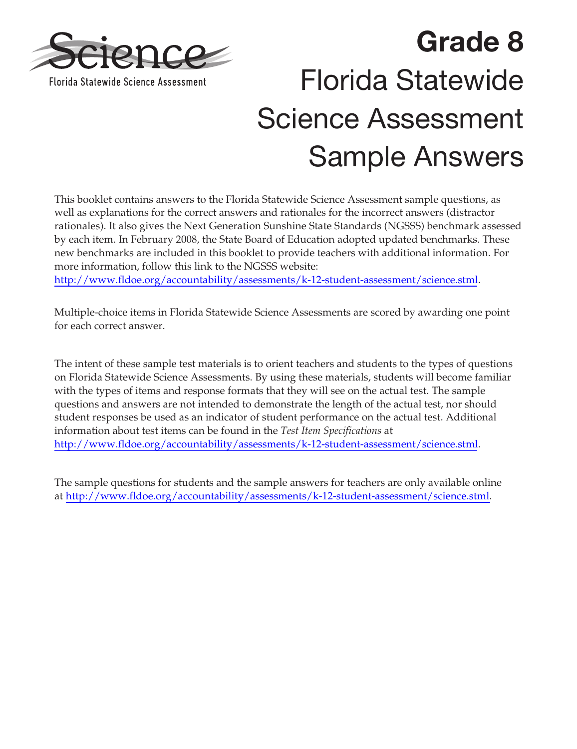Science

Florida Statewide Science Assessment

# Grade 8

# Florida Statewide Science Assessment Sample Answers

This booklet contains answers to the Florida Statewide Science Assessment sample questions, as well as explanations for the correct answers and rationales for the incorrect answers (distractor rationales). It also gives the Next Generation Sunshine State Standards (NGSSS) benchmark assessed by each item. In February 2008, the State Board of Education adopted updated benchmarks. These new benchmarks are included in this booklet to provide teachers with additional information. For more information, follow this link to the NGSSS website: http://www.fldoe.org/accountability/assessments/k-12-student-assessment/science.stml.

Multiple-choice items in Florida Statewide Science Assessments are scored by awarding one point for each correct answer.

The intent of these sample test materials is to orient teachers and students to the types of questions on Florida Statewide Science Assessments. By using these materials, students will become familiar with the types of items and response formats that they will see on the actual test. The sample questions and answers are not intended to demonstrate the length of the actual test, nor should student responses be used as an indicator of student performance on the actual test. Additional information about test items can be found in the *Test Item Specifications* at http://www.fldoe.org/accountability/assessments/k-12-student-assessment/science.stml.

The sample questions for students and the sample answers for teachers are only available online at http://www.fldoe.org/accountability/assessments/k-12-student-assessment/science.stml.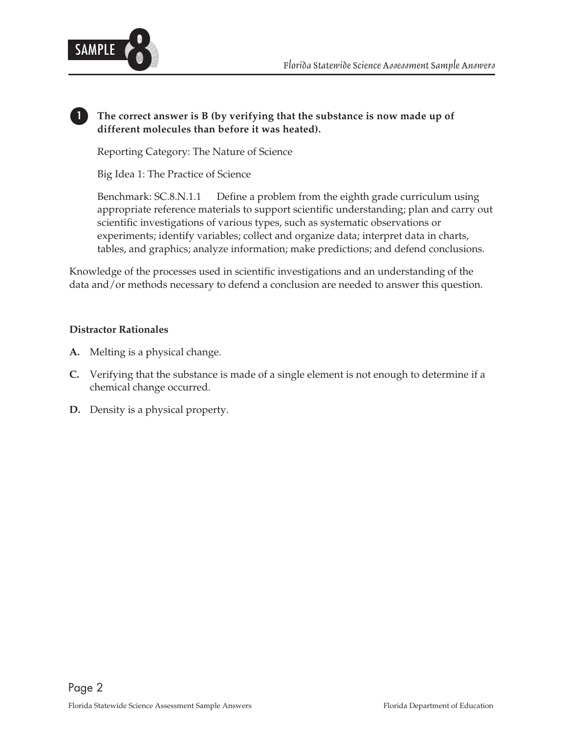**1** **The correct answer is B (by verifying that the substance is now made up of different molecules than before it was heated).**

Reporting Category: The Nature of Science

Big Idea 1: The Practice of Science

Benchmark: SC.8.N.1.1 Define a problem from the eighth grade curriculum using appropriate reference materials to support scientific understanding; plan and carry out scientific investigations of various types, such as systematic observations or experiments; identify variables; collect and organize data; interpret data in charts, tables, and graphics; analyze information; make predictions; and defend conclusions.

Knowledge of the processes used in scientific investigations and an understanding of the data and/or methods necessary to defend a conclusion are needed to answer this question.

**Distractor Rationales**

**A.** Melting is a physical change.

**C.** Verifying that the substance is made of a single element is not enough to determine if a chemical change occurred.

**D.** Density is a physical property.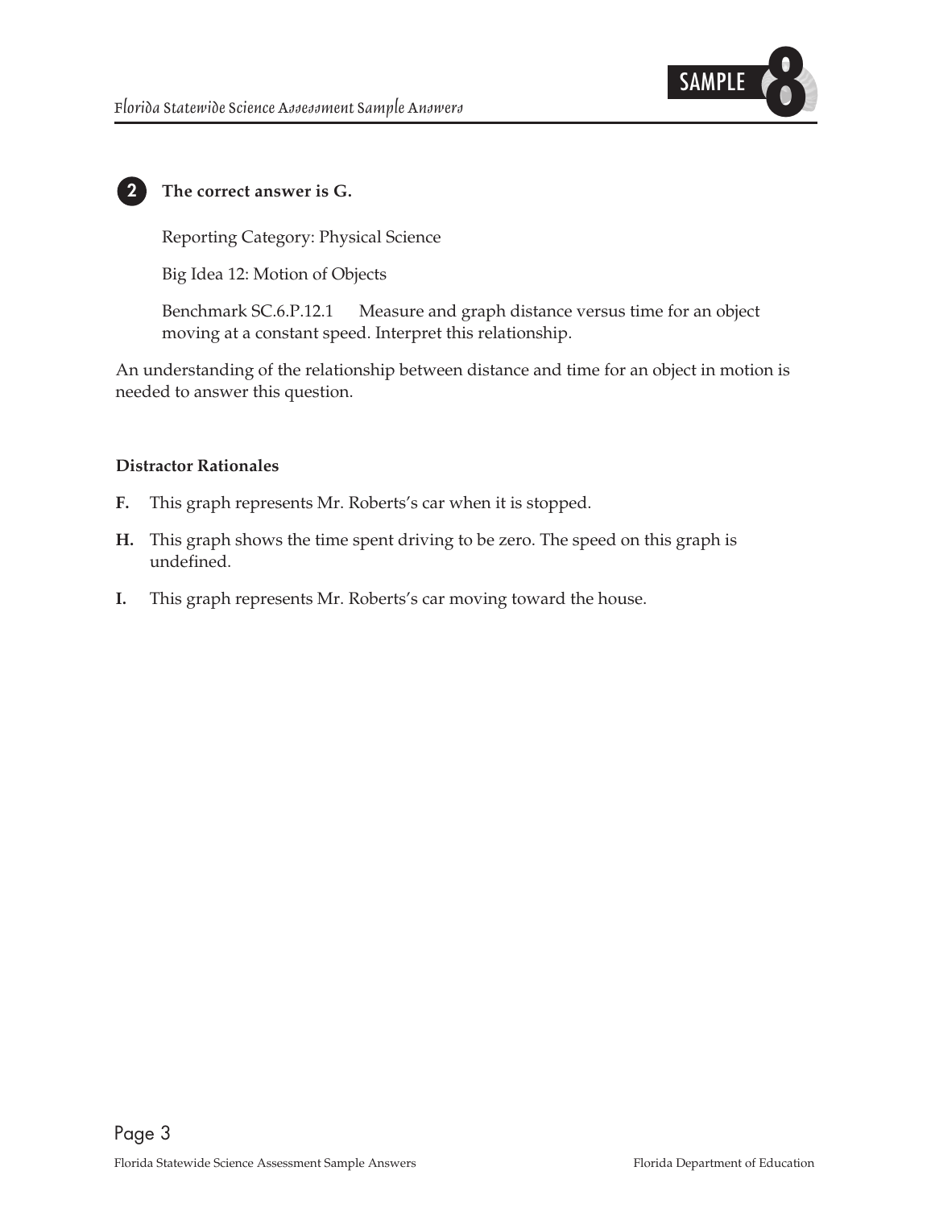**2** **The correct answer is G.**

Reporting Category: Physical Science

Big Idea 12: Motion of Objects

Benchmark SC.6.P.12.1 Measure and graph distance versus time for an object moving at a constant speed. Interpret this relationship.

An understanding of the relationship between distance and time for an object in motion is needed to answer this question.

**Distractor Rationales**

**F.** This graph represents Mr. Roberts's car when it is stopped.

**H.** This graph shows the time spent driving to be zero. The speed on this graph is undefined.

**I.** This graph represents Mr. Roberts's car moving toward the house.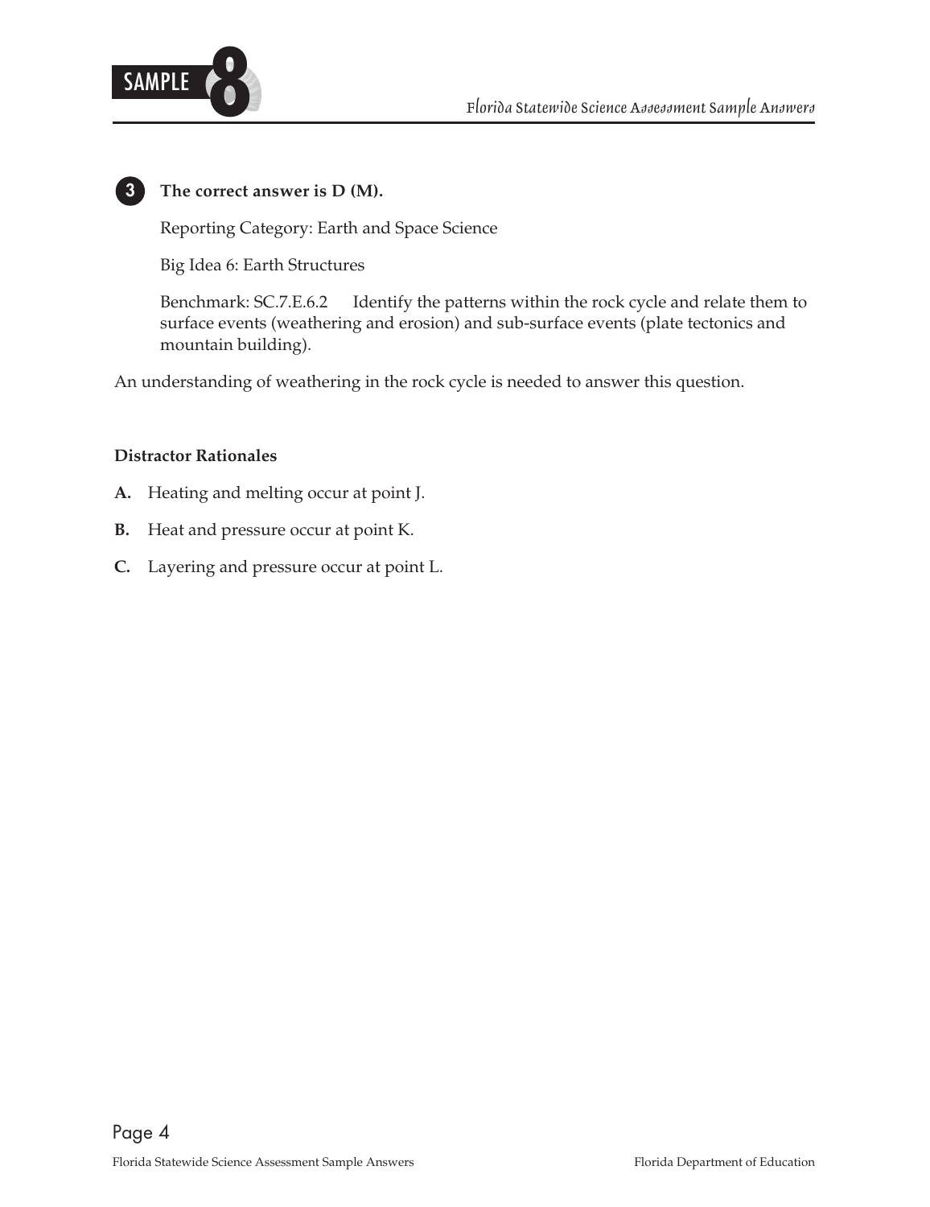**3** **The correct answer is D (M).**

Reporting Category: Earth and Space Science

Big Idea 6: Earth Structures

Benchmark: SC.7.E.6.2 Identify the patterns within the rock cycle and relate them to surface events (weathering and erosion) and sub-surface events (plate tectonics and mountain building).

An understanding of weathering in the rock cycle is needed to answer this question.

**Distractor Rationales**

**A.** Heating and melting occur at point J.

**B.** Heat and pressure occur at point K.

**C.** Layering and pressure occur at point L.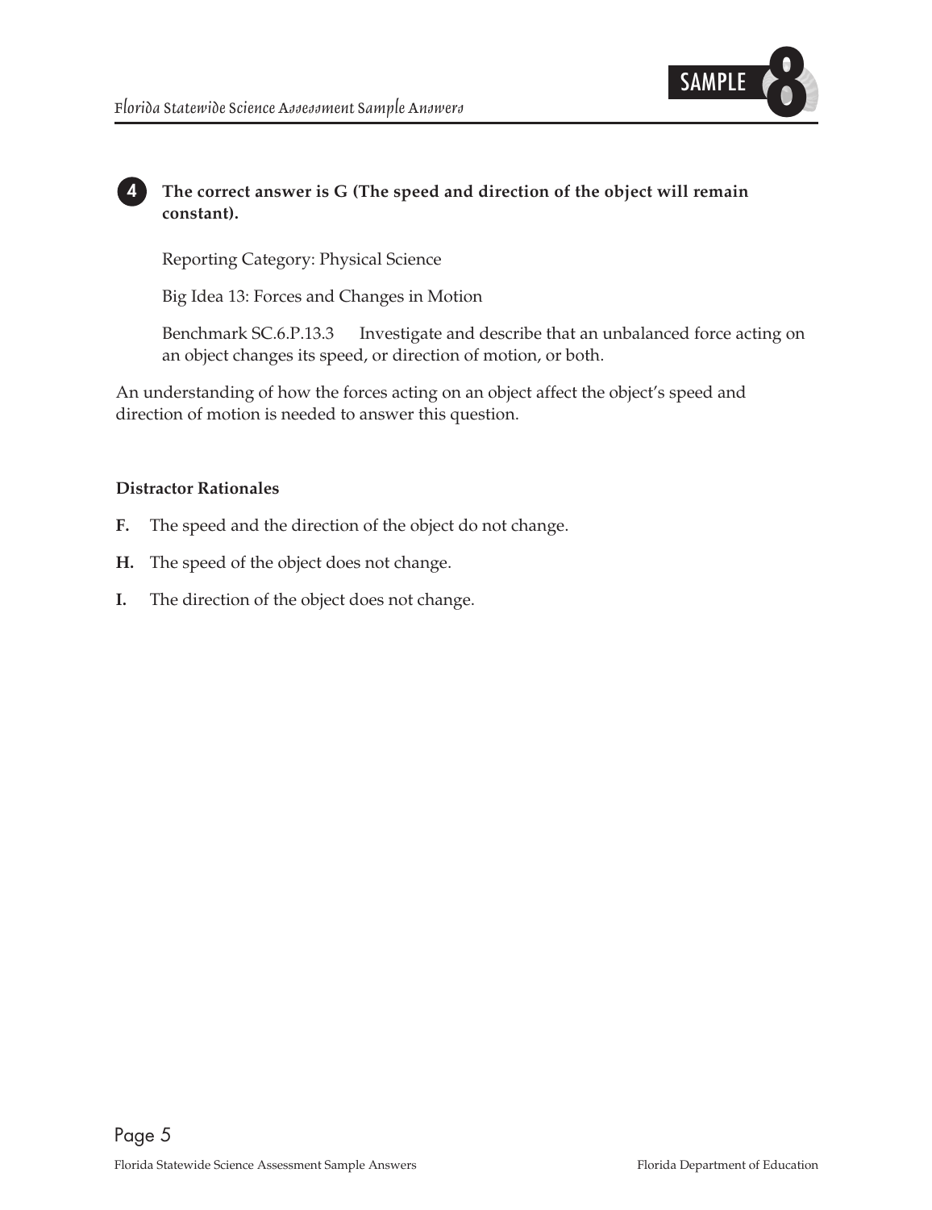**4** **The correct answer is G (The speed and direction of the object will remain constant).**

Reporting Category: Physical Science

Big Idea 13: Forces and Changes in Motion

Benchmark SC.6.P.13.3 Investigate and describe that an unbalanced force acting on an object changes its speed, or direction of motion, or both.

An understanding of how the forces acting on an object affect the object's speed and direction of motion is needed to answer this question.

**Distractor Rationales**

**F.** The speed and the direction of the object do not change.

**H.** The speed of the object does not change.

**I.** The direction of the object does not change.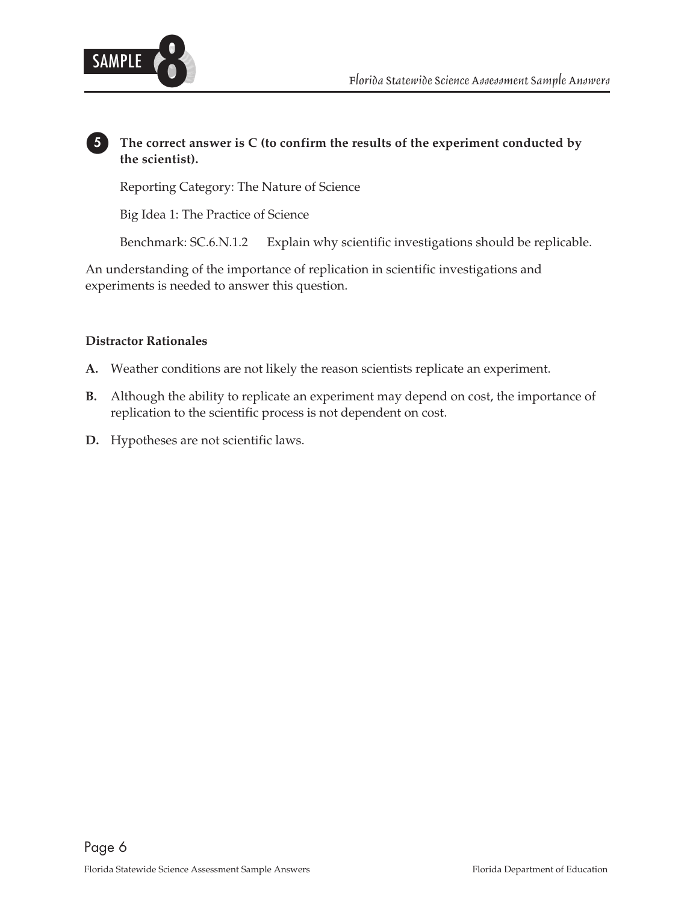**5** **The correct answer is C (to confirm the results of the experiment conducted by the scientist).**

Reporting Category: The Nature of Science

Big Idea 1: The Practice of Science

Benchmark: SC.6.N.1.2 Explain why scientific investigations should be replicable.

An understanding of the importance of replication in scientific investigations and experiments is needed to answer this question.

**Distractor Rationales**

**A.** Weather conditions are not likely the reason scientists replicate an experiment.

**B.** Although the ability to replicate an experiment may depend on cost, the importance of replication to the scientific process is not dependent on cost.

**D.** Hypotheses are not scientific laws.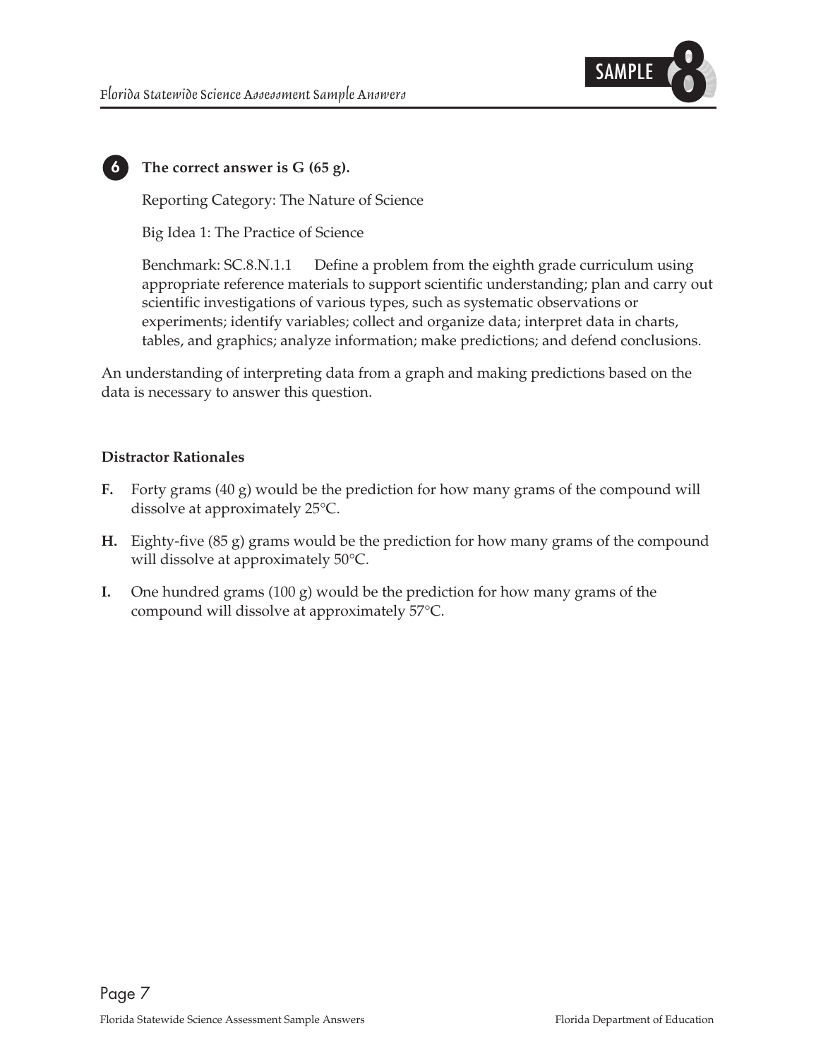**6** **The correct answer is G (65 g).**

Reporting Category: The Nature of Science

Big Idea 1: The Practice of Science

Benchmark: SC.8.N.1.1 Define a problem from the eighth grade curriculum using appropriate reference materials to support scientific understanding; plan and carry out scientific investigations of various types, such as systematic observations or experiments; identify variables; collect and organize data; interpret data in charts, tables, and graphics; analyze information; make predictions; and defend conclusions.

An understanding of interpreting data from a graph and making predictions based on the data is necessary to answer this question.

**Distractor Rationales**

**F.** Forty grams (40 g) would be the prediction for how many grams of the compound will dissolve at approximately 25°C.

**H.** Eighty-five (85 g) grams would be the prediction for how many grams of the compound will dissolve at approximately 50°C.

**I.** One hundred grams (100 g) would be the prediction for how many grams of the compound will dissolve at approximately 57°C.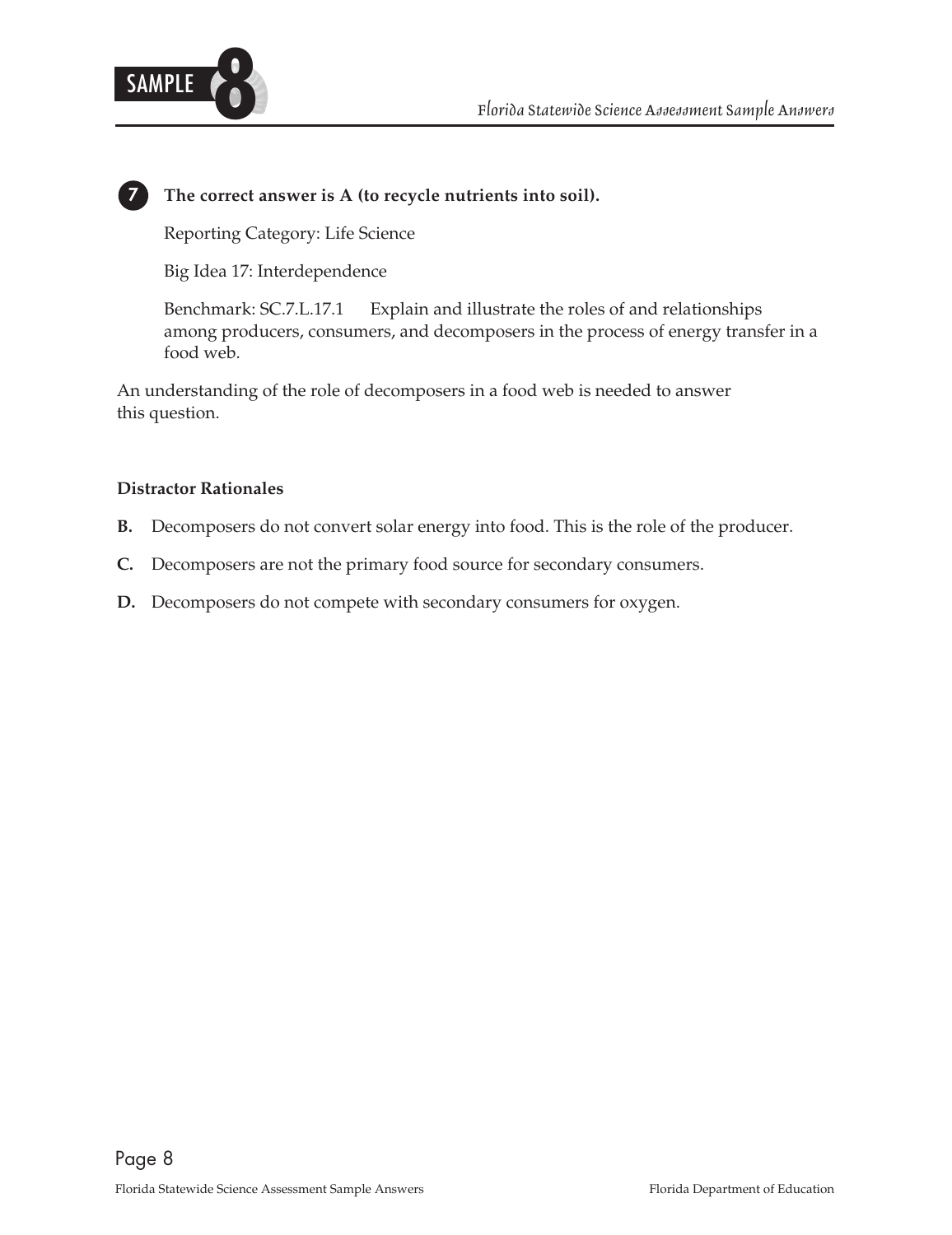**7** **The correct answer is A (to recycle nutrients into soil).**

Reporting Category: Life Science

Big Idea 17: Interdependence

Benchmark: SC.7.L.17.1 Explain and illustrate the roles of and relationships among producers, consumers, and decomposers in the process of energy transfer in a food web.

An understanding of the role of decomposers in a food web is needed to answer this question.

**Distractor Rationales**

**B.** Decomposers do not convert solar energy into food. This is the role of the producer.

**C.** Decomposers are not the primary food source for secondary consumers.

**D.** Decomposers do not compete with secondary consumers for oxygen.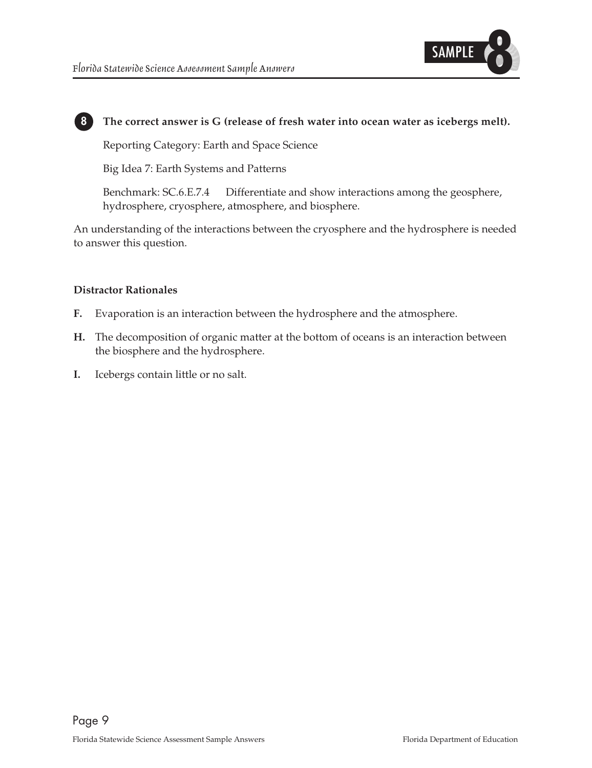**8 The correct answer is G (release of fresh water into ocean water as icebergs melt).**

Reporting Category: Earth and Space Science

Big Idea 7: Earth Systems and Patterns

Benchmark: SC.6.E.7.4 Differentiate and show interactions among the geosphere, hydrosphere, cryosphere, atmosphere, and biosphere.

An understanding of the interactions between the cryosphere and the hydrosphere is needed to answer this question.

**Distractor Rationales**

**F.** Evaporation is an interaction between the hydrosphere and the atmosphere.

**H.** The decomposition of organic matter at the bottom of oceans is an interaction between the biosphere and the hydrosphere.

**I.** Icebergs contain little or no salt.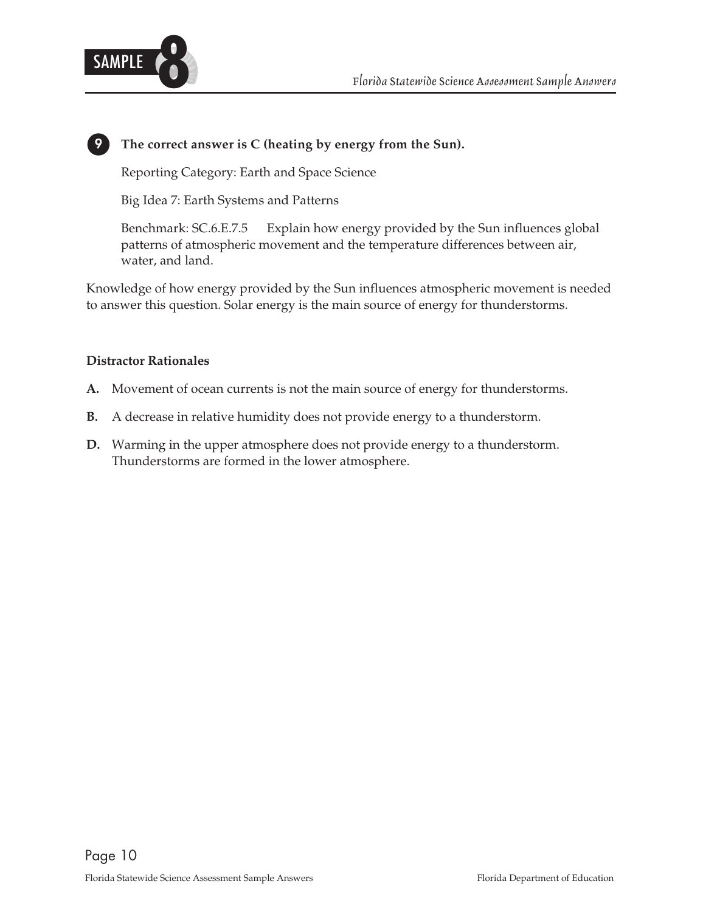**9** **The correct answer is C (heating by energy from the Sun).**

Reporting Category: Earth and Space Science

Big Idea 7: Earth Systems and Patterns

Benchmark: SC.6.E.7.5 Explain how energy provided by the Sun influences global patterns of atmospheric movement and the temperature differences between air, water, and land.

Knowledge of how energy provided by the Sun influences atmospheric movement is needed to answer this question. Solar energy is the main source of energy for thunderstorms.

**Distractor Rationales**

**A.** Movement of ocean currents is not the main source of energy for thunderstorms.

**B.** A decrease in relative humidity does not provide energy to a thunderstorm.

**D.** Warming in the upper atmosphere does not provide energy to a thunderstorm. Thunderstorms are formed in the lower atmosphere.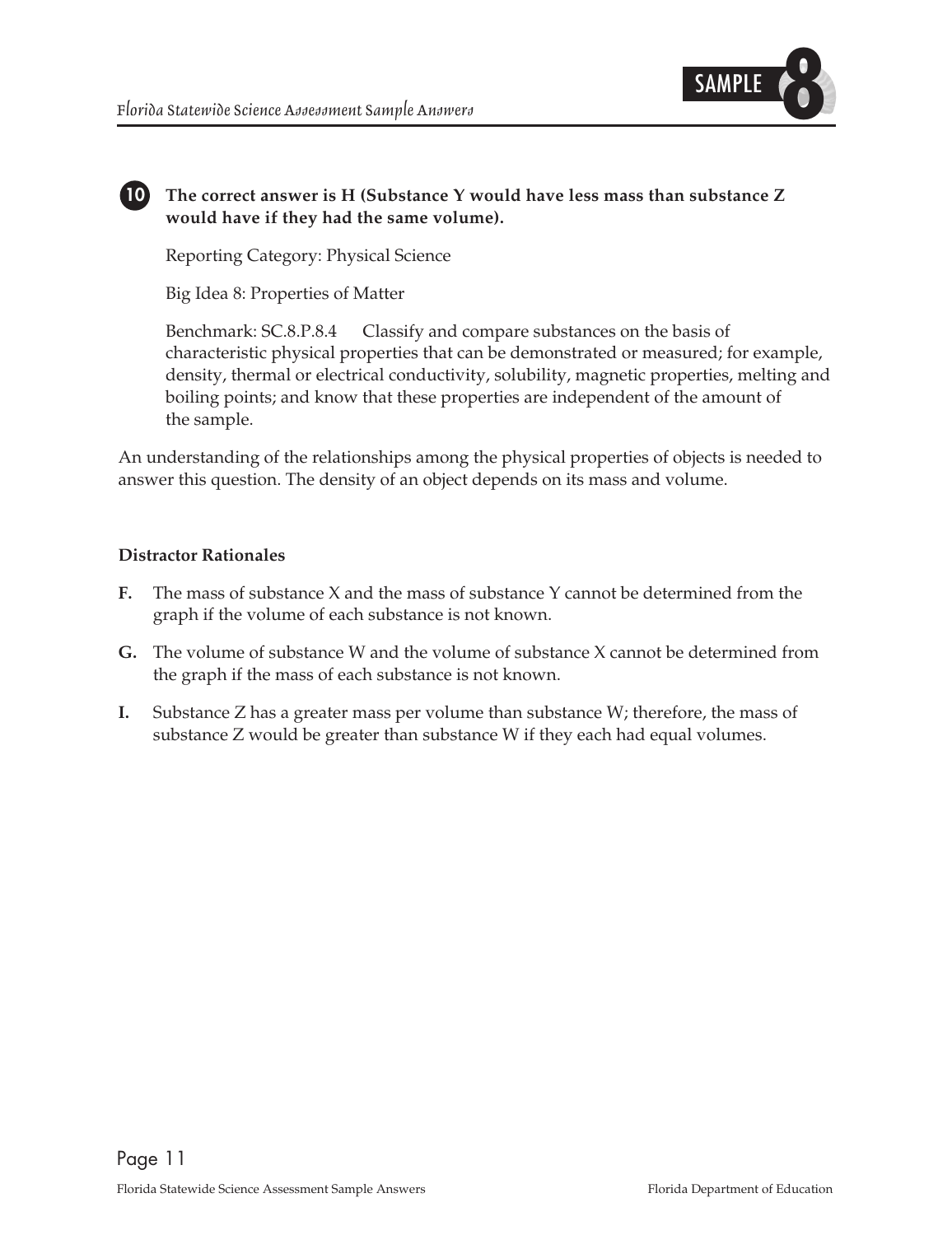**10** **The correct answer is H (Substance Y would have less mass than substance Z would have if they had the same volume).**

Reporting Category: Physical Science

Big Idea 8: Properties of Matter

Benchmark: SC.8.P.8.4 Classify and compare substances on the basis of characteristic physical properties that can be demonstrated or measured; for example, density, thermal or electrical conductivity, solubility, magnetic properties, melting and boiling points; and know that these properties are independent of the amount of the sample.

An understanding of the relationships among the physical properties of objects is needed to answer this question. The density of an object depends on its mass and volume.

**Distractor Rationales**

**F.** The mass of substance X and the mass of substance Y cannot be determined from the graph if the volume of each substance is not known.

**G.** The volume of substance W and the volume of substance X cannot be determined from the graph if the mass of each substance is not known.

**I.** Substance Z has a greater mass per volume than substance W; therefore, the mass of substance Z would be greater than substance W if they each had equal volumes.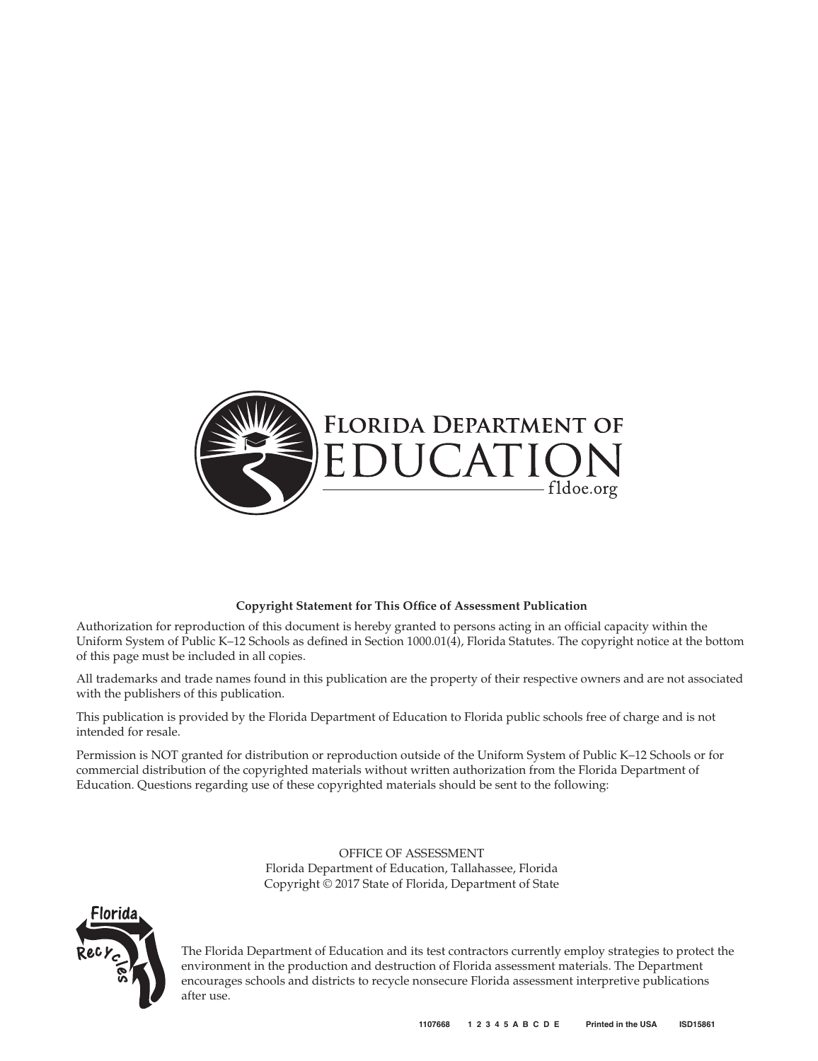FLORIDA DEPARTMENT OF EDUCATION

fldoe.org

**Copyright Statement for This Office of Assessment Publication**

Authorization for reproduction of this document is hereby granted to persons acting in an official capacity within the Uniform System of Public K–12 Schools as defined in Section 1000.01(4), Florida Statutes. The copyright notice at the bottom of this page must be included in all copies.

All trademarks and trade names found in this publication are the property of their respective owners and are not associated with the publishers of this publication.

This publication is provided by the Florida Department of Education to Florida public schools free of charge and is not intended for resale.

Permission is NOT granted for distribution or reproduction outside of the Uniform System of Public K–12 Schools or for commercial distribution of the copyrighted materials without written authorization from the Florida Department of Education. Questions regarding use of these copyrighted materials should be sent to the following:

OFFICE OF ASSESSMENT
Florida Department of Education, Tallahassee, Florida
Copyright © 2017 State of Florida, Department of State

Florida Recycles

The Florida Department of Education and its test contractors currently employ strategies to protect the environment in the production and destruction of Florida assessment materials. The Department encourages schools and districts to recycle nonsecure Florida assessment interpretive publications after use.

1107668 1 2 3 4 5 A B C D E Printed in the USA ISD15861